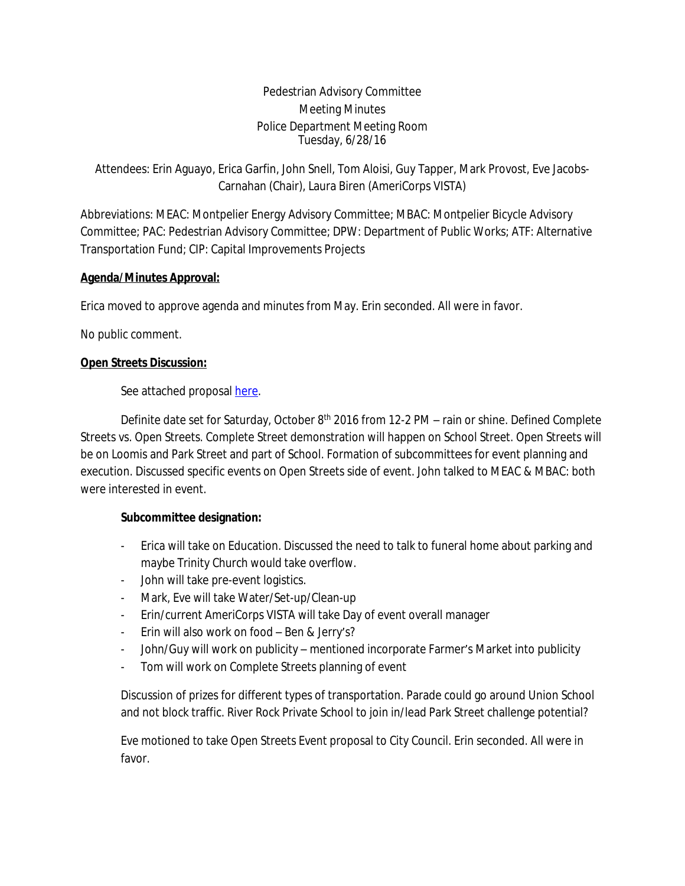Pedestrian Advisory Committee
Meeting Minutes
Police Department Meeting Room
Tuesday, 6/28/16

Attendees: Erin Aguayo, Erica Garfin, John Snell, Tom Aloisi, Guy Tapper, Mark Provost, Eve Jacobs-Carnahan (Chair), Laura Biren (AmeriCorps VISTA)

Abbreviations: MEAC: Montpelier Energy Advisory Committee; MBAC: Montpelier Bicycle Advisory Committee; PAC: Pedestrian Advisory Committee; DPW: Department of Public Works; ATF: Alternative Transportation Fund; CIP: Capital Improvements Projects

**Agenda/Minutes Approval:**

Erica moved to approve agenda and minutes from May. Erin seconded. All were in favor.

No public comment.

**Open Streets Discussion:**

See attached proposal here.

Definite date set for Saturday, October 8th 2016 from 12-2 PM – rain or shine. Defined Complete Streets vs. Open Streets. Complete Street demonstration will happen on School Street. Open Streets will be on Loomis and Park Street and part of School. Formation of subcommittees for event planning and execution. Discussed specific events on Open Streets side of event. John talked to MEAC & MBAC: both were interested in event.

**Subcommittee designation:**

- Erica will take on Education. Discussed the need to talk to funeral home about parking and maybe Trinity Church would take overflow.
- John will take pre-event logistics.
- Mark, Eve will take Water/Set-up/Clean-up
- Erin/current AmeriCorps VISTA will take Day of event overall manager
- Erin will also work on food – Ben & Jerry's?
- John/Guy will work on publicity – mentioned incorporate Farmer's Market into publicity
- Tom will work on Complete Streets planning of event

Discussion of prizes for different types of transportation. Parade could go around Union School and not block traffic. River Rock Private School to join in/lead Park Street challenge potential?

Eve motioned to take Open Streets Event proposal to City Council. Erin seconded. All were in favor.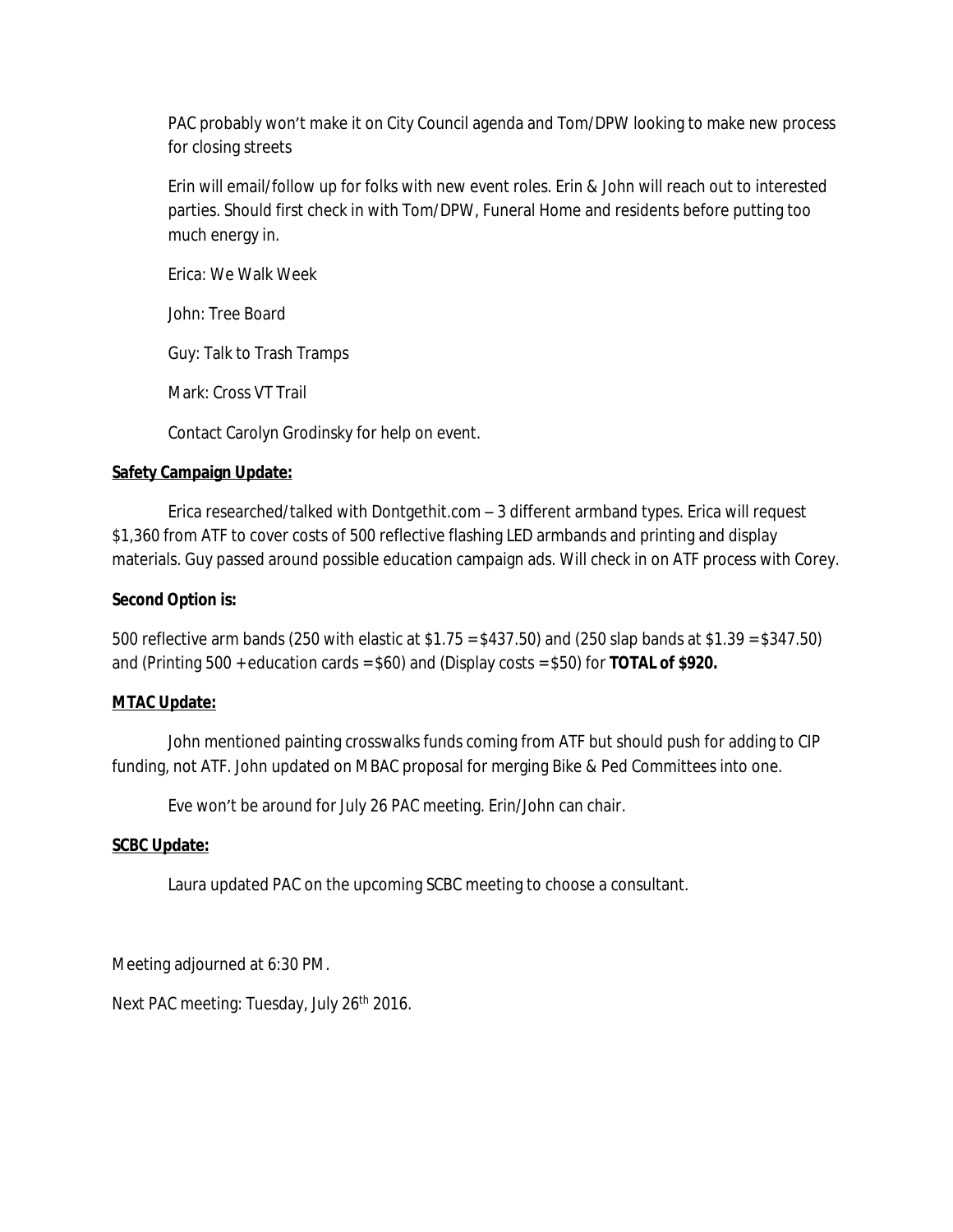PAC probably won't make it on City Council agenda and Tom/DPW looking to make new process for closing streets

Erin will email/follow up for folks with new event roles. Erin & John will reach out to interested parties. Should first check in with Tom/DPW, Funeral Home and residents before putting too much energy in.

Erica: We Walk Week

John: Tree Board

Guy: Talk to Trash Tramps

Mark: Cross VT Trail

Contact Carolyn Grodinsky for help on event.

**Safety Campaign Update:**

Erica researched/talked with Dontgethit.com – 3 different armband types. Erica will request $1,360 from ATF to cover costs of 500 reflective flashing LED armbands and printing and display materials. Guy passed around possible education campaign ads. Will check in on ATF process with Corey.

**Second Option is:**

500 reflective arm bands (250 with elastic at $1.75 = $437.50) and (250 slap bands at $1.39 = $347.50) and (Printing 500 + education cards = $60) and (Display costs = $50) for **TOTAL of $920.**

**MTAC Update:**

John mentioned painting crosswalks funds coming from ATF but should push for adding to CIP funding, not ATF. John updated on MBAC proposal for merging Bike & Ped Committees into one.

Eve won't be around for July 26 PAC meeting. Erin/John can chair.

**SCBC Update:**

Laura updated PAC on the upcoming SCBC meeting to choose a consultant.

Meeting adjourned at 6:30 PM.

Next PAC meeting: Tuesday, July 26th 2016.